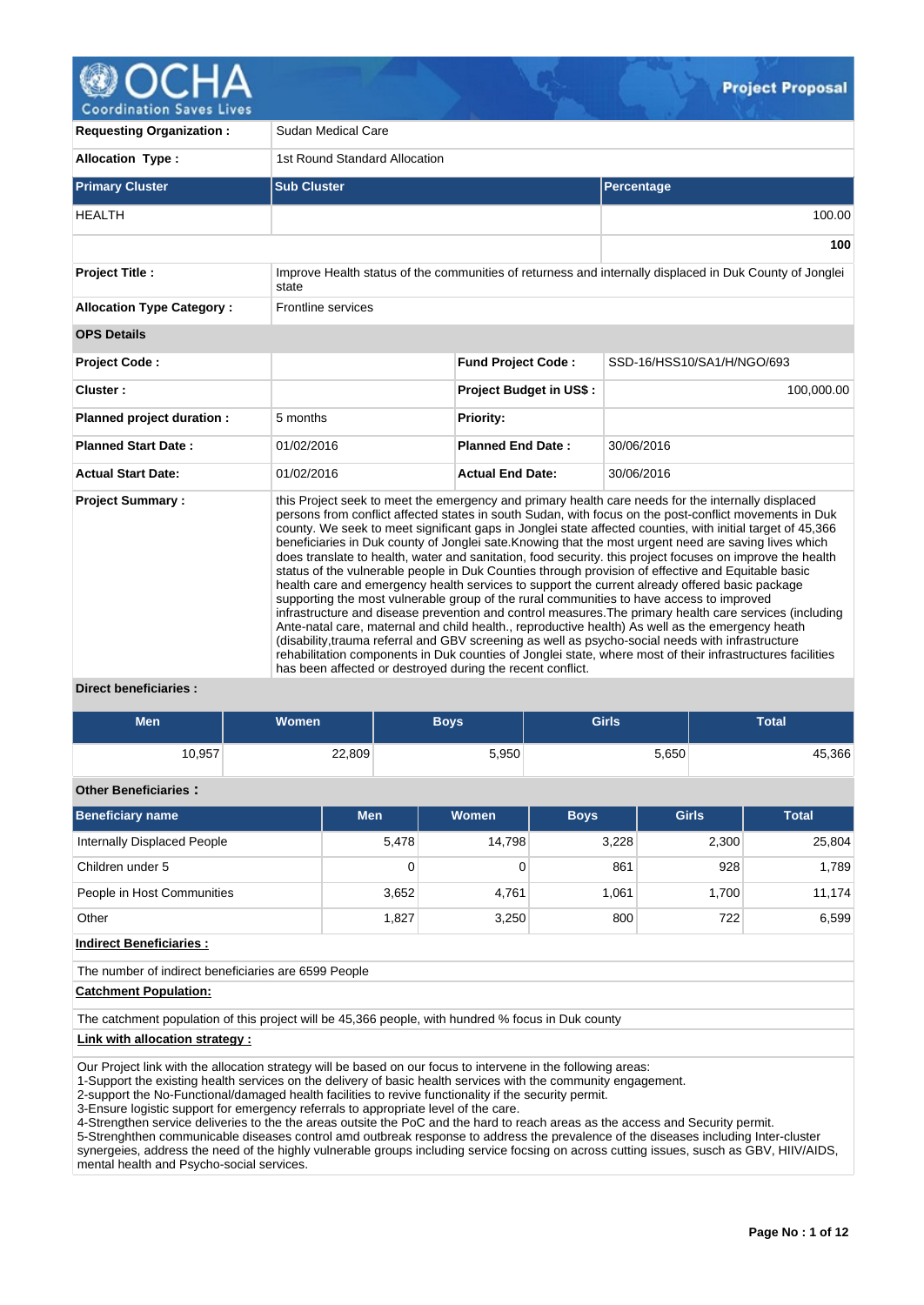# Project Proposal

| | | | |
|---|---|---|---|
| **Requesting Organization :** | Sudan Medical Care | | |
| **Allocation Type :** | 1st Round Standard Allocation | | |

| **Primary Cluster** | **Sub Cluster** | **Percentage** |
|---|---|---|
| HEALTH | | 100.00 |
| | | **100** |

| | |
|---|---|
| **Project Title :** | Improve Health status of the communities of returness and internally displaced in Duk County of Jonglei state |
| **Allocation Type Category :** | Frontline services |

**OPS Details**

| | | | |
|---|---|---|---|
| **Project Code :** | | **Fund Project Code :** | SSD-16/HSS10/SA1/H/NGO/693 |
| **Cluster :** | | **Project Budget in US$ :** | 100,000.00 |
| **Planned project duration :** | 5 months | **Priority:** | |
| **Planned Start Date :** | 01/02/2016 | **Planned End Date :** | 30/06/2016 |
| **Actual Start Date:** | 01/02/2016 | **Actual End Date:** | 30/06/2016 |

**Project Summary :**

this Project seek to meet the emergency and primary health care needs for the internally displaced persons from conflict affected states in south Sudan, with focus on the post-conflict movements in Duk county. We seek to meet significant gaps in Jonglei state affected counties, with initial target of 45,366 beneficiaries in Duk county of Jonglei sate.Knowing that the most urgent need are saving lives which does translate to health, water and sanitation, food security. this project focuses on improve the health status of the vulnerable people in Duk Counties through provision of effective and Equitable basic health care and emergency health services to support the current already offered basic package supporting the most vulnerable group of the rural communities to have access to improved infrastructure and disease prevention and control measures.The primary health care services (including Ante-natal care, maternal and child health., reproductive health) As well as the emergency heath (disability,trauma referral and GBV screening as well as psycho-social needs with infrastructure rehabilitation components in Duk counties of Jonglei state, where most of their infrastructures facilities has been affected or destroyed during the recent conflict.

**Direct beneficiaries :**

| Men | Women | Boys | Girls | Total |
|---|---|---|---|---|
| 10,957 | 22,809 | 5,950 | 5,650 | 45,366 |

**Other Beneficiaries :**

| Beneficiary name | Men | Women | Boys | Girls | Total |
|---|---|---|---|---|---|
| Internally Displaced People | 5,478 | 14,798 | 3,228 | 2,300 | 25,804 |
| Children under 5 | 0 | 0 | 861 | 928 | 1,789 |
| People in Host Communities | 3,652 | 4,761 | 1,061 | 1,700 | 11,174 |
| Other | 1,827 | 3,250 | 800 | 722 | 6,599 |

**Indirect Beneficiaries :**

The number of indirect beneficiaries are 6599 People

**Catchment Population:**

The catchment population of this project will be 45,366 people, with hundred % focus in Duk county

**Link with allocation strategy :**

Our Project link with the allocation strategy will be based on our focus to intervene in the following areas:
1-Support the existing health services on the delivery of basic health services with the community engagement.
2-support the No-Functional/damaged health facilities to revive functionality if the security permit.
3-Ensure logistic support for emergency referrals to appropriate level of the care.
4-Strenghten service deliveries to the the areas outsite the PoC and the hard to reach areas as the access and Security permit.
5-Strenghthen communicable diseases control amd outbreak response to address the prevalence of the diseases including Inter-cluster synergeies, address the need of the highly vulnerable groups including service focsing on across cutting issues, susch as GBV, HIIV/AIDS, mental health and Psycho-social services.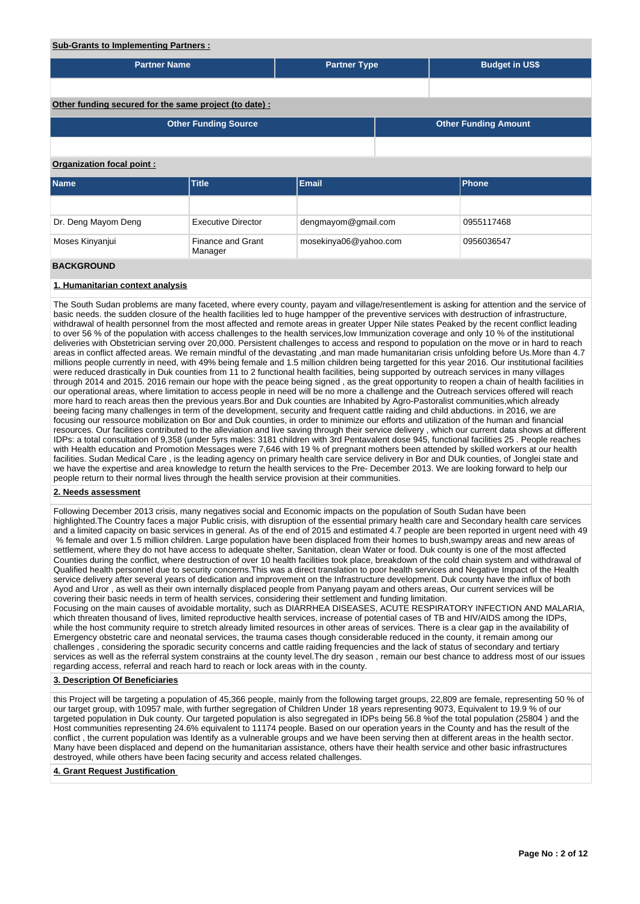**Sub-Grants to Implementing Partners :**

| Partner Name | Partner Type | Budget in US$ |
|---|---|---|
| | | |

**Other funding secured for the same project (to date) :**

| Other Funding Source | Other Funding Amount |
|---|---|
| | |

**Organization focal point :**

| Name | Title | Email | Phone |
|---|---|---|---|
| | | | |
| Dr. Deng Mayom Deng | Executive Director | dengmayom@gmail.com | 0955117468 |
| Moses Kinyanjui | Finance and Grant Manager | mosekinya06@yahoo.com | 0956036547 |

## BACKGROUND

### 1. Humanitarian context analysis

The South Sudan problems are many faceted, where every county, payam and village/resentlement is asking for attention and the service of basic needs. the sudden closure of the health facilities led to huge hampper of the preventive services with destruction of infrastructure, withdrawal of health personnel from the most affected and remote areas in greater Upper Nile states Peaked by the recent conflict leading to over 56 % of the population with access challenges to the health services,low Immunization coverage and only 10 % of the institutional deliveries with Obstetrician serving over 20,000. Persistent challenges to access and respond to population on the move or in hard to reach areas in conflict affected areas. We remain mindful of the devastating ,and man made humanitarian crisis unfolding before Us.More than 4.7 millions people currently in need, with 49% being female and 1.5 million children being targetted for this year 2016. Our institutional facilities were reduced drastically in Duk counties from 11 to 2 functional health facilities, being supported by outreach services in many villages through 2014 and 2015. 2016 remain our hope with the peace being signed , as the great opportunity to reopen a chain of health facilities in our operational areas, where limitation to access people in need will be no more a challenge and the Outreach services offered will reach more hard to reach areas then the previous years.Bor and Duk counties are Inhabited by Agro-Pastoralist communities,which already beeing facing many challenges in term of the development, security and frequent cattle raiding and child abductions. in 2016, we are focusing our ressource mobilization on Bor and Duk counties, in order to minimize our efforts and utilization of the human and financial resources. Our facilities contributed to the alleviation and live saving through their service delivery , which our current data shows at different IDPs: a total consultation of 9,358 (under 5yrs males: 3181 children with 3rd Pentavalent dose 945, functional facilities 25 . People reaches with Health education and Promotion Messages were 7,646 with 19 % of pregnant mothers been attended by skilled workers at our health facilities. Sudan Medical Care , is the leading agency on primary health care service delivery in Bor and DUk counties, of Jonglei state and we have the expertise and area knowledge to return the health services to the Pre- December 2013. We are looking forward to help our people return to their normal lives through the health service provision at their communities.

### 2. Needs assessment

Following December 2013 crisis, many negatives social and Economic impacts on the population of South Sudan have been highlighted.The Country faces a major Public crisis, with disruption of the essential primary health care and Secondary health care services and a limited capacity on basic services in general. As of the end of 2015 and estimated 4.7 people are been reported in urgent need with 49 % female and over 1.5 million children. Large population have been displaced from their homes to bush,swampy areas and new areas of settlement, where they do not have access to adequate shelter, Sanitation, clean Water or food. Duk county is one of the most affected Counties during the conflict, where destruction of over 10 health facilities took place, breakdown of the cold chain system and withdrawal of Qualified health personnel due to security concerns.This was a direct translation to poor health services and Negative Impact of the Health service delivery after several years of dedication and improvement on the Infrastructure development. Duk county have the influx of both Ayod and Uror , as well as their own internally displaced people from Panyang payam and others areas, Our current services will be covering their basic needs in term of health services, considering their settlement and funding limitation.

Focusing on the main causes of avoidable mortality, such as DIARRHEA DISEASES, ACUTE RESPIRATORY INFECTION AND MALARIA, which threaten thousand of lives, limited reproductive health services, increase of potential cases of TB and HIV/AIDS among the IDPs, while the host community require to stretch already limited resources in other areas of services. There is a clear gap in the availability of Emergency obstetric care and neonatal services, the trauma cases though considerable reduced in the county, it remain among our challenges , considering the sporadic security concerns and cattle raiding frequencies and the lack of status of secondary and tertiary services as well as the referral system constrains at the county level.The dry season , remain our best chance to address most of our issues regarding access, referral and reach hard to reach or lock areas with in the county.

### 3. Description Of Beneficiaries

this Project will be targeting a population of 45,366 people, mainly from the following target groups, 22,809 are female, representing 50 % of our target group, with 10957 male, with further segregation of Children Under 18 years representing 9073, Equivalent to 19.9 % of our targeted population in Duk county. Our targeted population is also segregated in IDPs being 56.8 %of the total population (25804 ) and the Host communities representing 24.6% equivalent to 11174 people. Based on our operation years in the County and has the result of the conflict , the current population was Identify as a vulnerable groups and we have been serving then at different areas in the health sector. Many have been displaced and depend on the humanitarian assistance, others have their health service and other basic infrastructures destroyed, while others have been facing security and access related challenges.

### 4. Grant Request Justification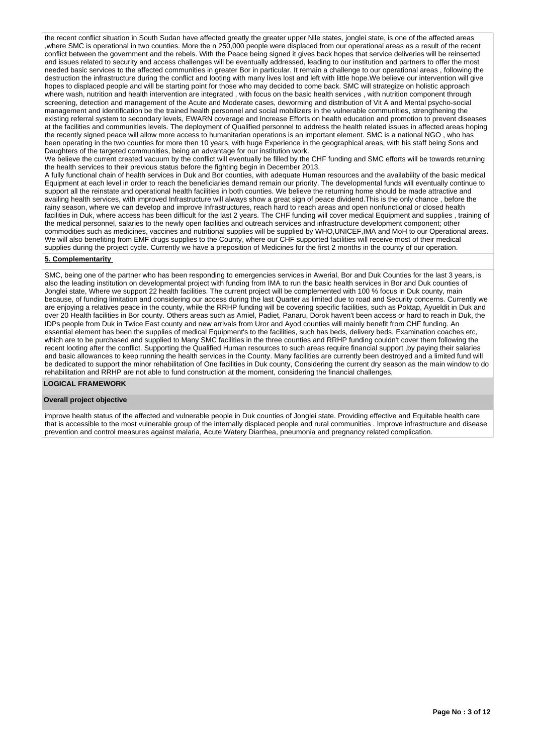the recent conflict situation in South Sudan have affected greatly the greater upper Nile states, jonglei state, is one of the affected areas ,where SMC is operational in two counties. More the n 250,000 people were displaced from our operational areas as a result of the recent conflict between the government and the rebels. With the Peace being signed it gives back hopes that service deliveries will be reinserted and issues related to security and access challenges will be eventually addressed, leading to our institution and partners to offer the most needed basic services to the affected communities in greater Bor in particular. It remain a challenge to our operational areas , following the destruction the infrastructure during the conflict and looting with many lives lost and left with little hope.We believe our intervention will give hopes to displaced people and will be starting point for those who may decided to come back. SMC will strategize on holistic approach where wash, nutrition and health intervention are integrated , with focus on the basic health services , with nutrition component through screening, detection and management of the Acute and Moderate cases, deworming and distribution of Vit A and Mental psycho-social management and identification be the trained health personnel and social mobilizers in the vulnerable communities, strengthening the existing referral system to secondary levels, EWARN coverage and Increase Efforts on health education and promotion to prevent diseases at the facilities and communities levels. The deployment of Qualified personnel to address the health related issues in affected areas hoping the recently signed peace will allow more access to humanitarian operations is an important element. SMC is a national NGO , who has been operating in the two counties for more then 10 years, with huge Experience in the geographical areas, with his staff being Sons and Daughters of the targeted communities, being an advantage for our institution work.
We believe the current created vacuum by the conflict will eventually be filled by the CHF funding and SMC efforts will be towards returning the health services to their previous status before the fighting begin in December 2013.
A fully functional chain of health services in Duk and Bor counties, with adequate Human resources and the availability of the basic medical Equipment at each level in order to reach the beneficiaries demand remain our priority. The developmental funds will eventually continue to support all the reinstate and operational health facilities in both counties. We believe the returning home should be made attractive and availing health services, with improved Infrastructure will always show a great sign of peace dividend.This is the only chance , before the rainy season, where we can develop and improve Infrastructures, reach hard to reach areas and open nonfunctional or closed health facilities in Duk, where access has been difficult for the last 2 years. The CHF funding will cover medical Equipment and supplies , training of the medical personnel, salaries to the newly open facilities and outreach services and infrastructure development component; other commodities such as medicines, vaccines and nutritional supplies will be supplied by WHO,UNICEF,IMA and MoH to our Operational areas. We will also benefiting from EMF drugs supplies to the County, where our CHF supported facilities will receive most of their medical supplies during the project cycle. Currently we have a preposition of Medicines for the first 2 months in the county of our operation.

**5. Complementarity**

SMC, being one of the partner who has been responding to emergencies services in Awerial, Bor and Duk Counties for the last 3 years, is also the leading institution on developmental project with funding from IMA to run the basic health services in Bor and Duk counties of Jonglei state, Where we support 22 health facilities. The current project will be complemented with 100 % focus in Duk county, main because, of funding limitation and considering our access during the last Quarter as limited due to road and Security concerns. Currently we are enjoying a relatives peace in the county, while the RRHP funding will be covering specific facilities, such as Poktap, Ayueldit in Duk and over 20 Health facilities in Bor county. Others areas such as Amiel, Padiet, Panaru, Dorok haven't been access or hard to reach in Duk, the IDPs people from Duk in Twice East county and new arrivals from Uror and Ayod counties will mainly benefit from CHF funding. An essential element has been the supplies of medical Equipment's to the facilities, such has beds, delivery beds, Examination coaches etc, which are to be purchased and supplied to Many SMC facilities in the three counties and RRHP funding couldn't cover them following the recent looting after the conflict. Supporting the Qualified Human resources to such areas require financial support ,by paying their salaries and basic allowances to keep running the health services in the County. Many facilities are currently been destroyed and a limited fund will be dedicated to support the minor rehabilitation of One facilities in Duk county, Considering the current dry season as the main window to do rehabilitation and RRHP are not able to fund construction at the moment, considering the financial challenges,

**LOGICAL FRAMEWORK**

**Overall project objective**

improve health status of the affected and vulnerable people in Duk counties of Jonglei state. Providing effective and Equitable health care that is accessible to the most vulnerable group of the internally displaced people and rural communities . Improve infrastructure and disease prevention and control measures against malaria, Acute Watery Diarrhea, pneumonia and pregnancy related complication.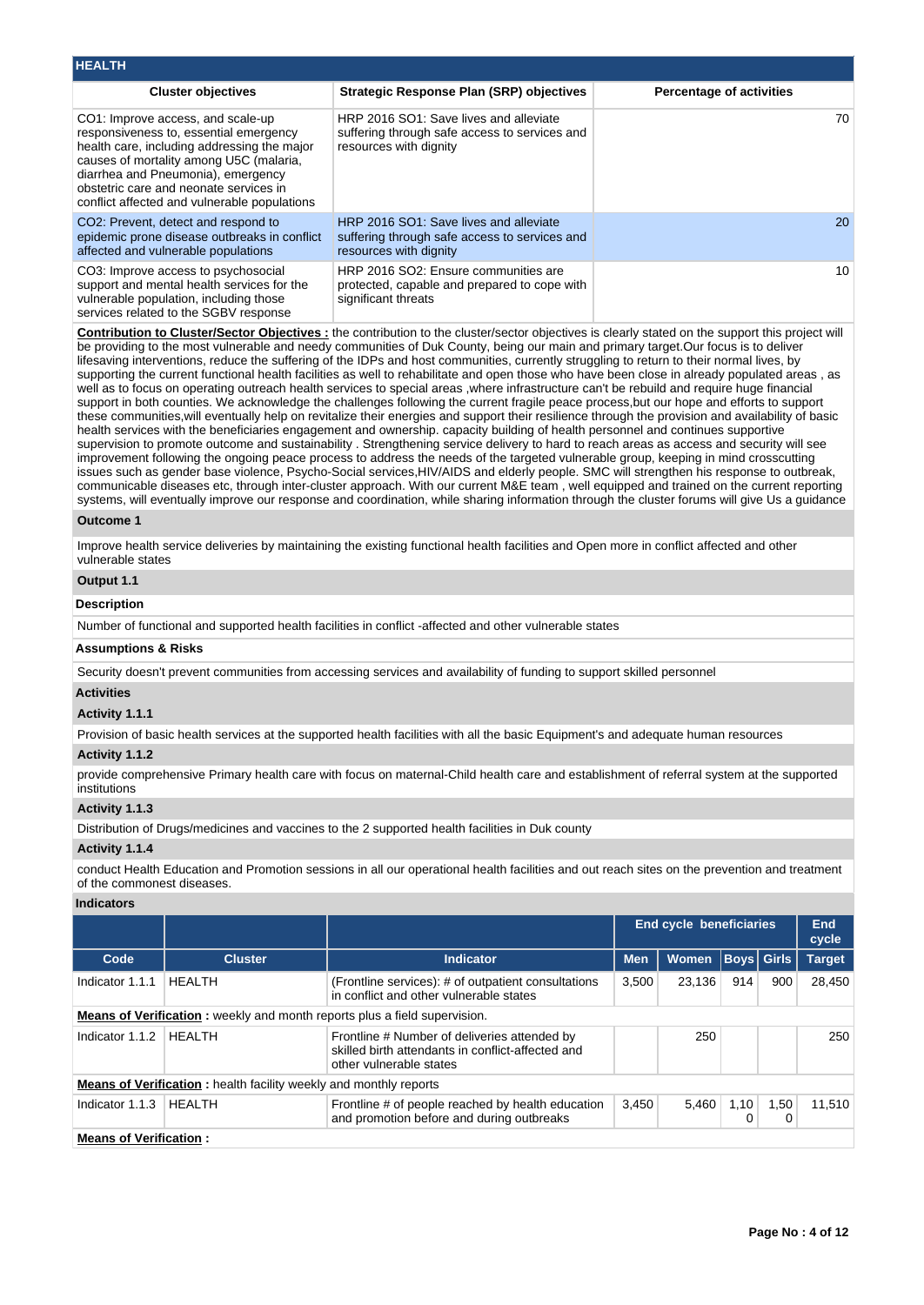## HEALTH

| Cluster objectives | Strategic Response Plan (SRP) objectives | Percentage of activities |
|---|---|---|
| CO1: Improve access, and scale-up responsiveness to, essential emergency health care, including addressing the major causes of mortality among U5C (malaria, diarrhea and Pneumonia), emergency obstetric care and neonate services in conflict affected and vulnerable populations | HRP 2016 SO1: Save lives and alleviate suffering through safe access to services and resources with dignity | 70 |
| CO2: Prevent, detect and respond to epidemic prone disease outbreaks in conflict affected and vulnerable populations | HRP 2016 SO1: Save lives and alleviate suffering through safe access to services and resources with dignity | 20 |
| CO3: Improve access to psychosocial support and mental health services for the vulnerable population, including those services related to the SGBV response | HRP 2016 SO2: Ensure communities are protected, capable and prepared to cope with significant threats | 10 |

**Contribution to Cluster/Sector Objectives :** the contribution to the cluster/sector objectives is clearly stated on the support this project will be providing to the most vulnerable and needy communities of Duk County, being our main and primary target.Our focus is to deliver lifesaving interventions, reduce the suffering of the IDPs and host communities, currently struggling to return to their normal lives, by supporting the current functional health facilities as well to rehabilitate and open those who have been close in already populated areas , as well as to focus on operating outreach health services to special areas ,where infrastructure can't be rebuild and require huge financial support in both counties. We acknowledge the challenges following the current fragile peace process,but our hope and efforts to support these communities,will eventually help on revitalize their energies and support their resilience through the provision and availability of basic health services with the beneficiaries engagement and ownership. capacity building of health personnel and continues supportive supervision to promote outcome and sustainability . Strengthening service delivery to hard to reach areas as access and security will see improvement following the ongoing peace process to address the needs of the targeted vulnerable group, keeping in mind crosscutting issues such as gender base violence, Psycho-Social services,HIV/AIDS and elderly people. SMC will strengthen his response to outbreak, communicable diseases etc, through inter-cluster approach. With our current M&E team , well equipped and trained on the current reporting systems, will eventually improve our response and coordination, while sharing information through the cluster forums will give Us a guidance

**Outcome 1**

Improve health service deliveries by maintaining the existing functional health facilities and Open more in conflict affected and other vulnerable states

**Output 1.1**

**Description**

Number of functional and supported health facilities in conflict -affected and other vulnerable states

**Assumptions & Risks**

Security doesn't prevent communities from accessing services and availability of funding to support skilled personnel

**Activities**

**Activity 1.1.1**

Provision of basic health services at the supported health facilities with all the basic Equipment's and adequate human resources

**Activity 1.1.2**

provide comprehensive Primary health care with focus on maternal-Child health care and establishment of referral system at the supported institutions

**Activity 1.1.3**

Distribution of Drugs/medicines and vaccines to the 2 supported health facilities in Duk county

**Activity 1.1.4**

conduct Health Education and Promotion sessions in all our operational health facilities and out reach sites on the prevention and treatment of the commonest diseases.

**Indicators**

| | | | End cycle beneficiaries | | | | End cycle |
|---|---|---|---|---|---|---|---|
| **Code** | **Cluster** | **Indicator** | **Men** | **Women** | **Boys** | **Girls** | **Target** |
| Indicator 1.1.1 | HEALTH | (Frontline services): # of outpatient consultations in conflict and other vulnerable states | 3,500 | 23,136 | 914 | 900 | 28,450 |
| **Means of Verification :** weekly and month reports plus a field supervision. | | | | | | | |
| Indicator 1.1.2 | HEALTH | Frontline # Number of deliveries attended by skilled birth attendants in conflict-affected and other vulnerable states | | 250 | | | 250 |
| **Means of Verification :** health facility weekly and monthly reports | | | | | | | |
| Indicator 1.1.3 | HEALTH | Frontline # of people reached by health education and promotion before and during outbreaks | 3,450 | 5,460 | 1,100 | 1,500 | 11,510 |
| **Means of Verification :** | | | | | | | |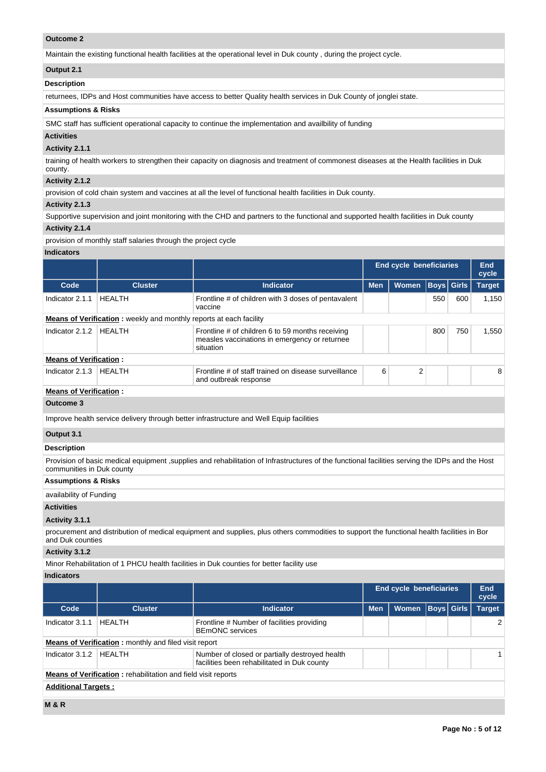**Outcome 2**

Maintain the existing functional health facilities at the operational level in Duk county , during the project cycle.

**Output 2.1**

**Description**

returnees, IDPs and Host communities have access to better Quality health services in Duk County of jonglei state.

**Assumptions & Risks**

SMC staff has sufficient operational capacity to continue the implementation and availbility of funding

**Activities**

**Activity 2.1.1**

training of health workers to strengthen their capacity on diagnosis and treatment of commonest diseases at the Health facilities in Duk county.

**Activity 2.1.2**

provision of cold chain system and vaccines at all the level of functional health facilities in Duk county.

**Activity 2.1.3**

Supportive supervision and joint monitoring with the CHD and partners to the functional and supported health facilities in Duk county

**Activity 2.1.4**

provision of monthly staff salaries through the project cycle

**Indicators**

| | | | End cycle beneficiaries | | | | End cycle |
|---|---|---|---|---|---|---|---|
| Code | Cluster | Indicator | Men | Women | Boys | Girls | Target |
| Indicator 2.1.1 | HEALTH | Frontline # of children with 3 doses of pentavalent vaccine | | | 550 | 600 | 1,150 |
| **Means of Verification :** weekly and monthly reports at each facility | | | | | | | |
| Indicator 2.1.2 | HEALTH | Frontline # of children 6 to 59 months receiving measles vaccinations in emergency or returnee situation | | | 800 | 750 | 1,550 |
| **Means of Verification :** | | | | | | | |
| Indicator 2.1.3 | HEALTH | Frontline # of staff trained on disease surveillance and outbreak response | 6 | 2 | | | 8 |
| **Means of Verification :** | | | | | | | |

**Outcome 3**

Improve health service delivery through better infrastructure and Well Equip facilities

**Output 3.1**

**Description**

Provision of basic medical equipment ,supplies and rehabilitation of Infrastructures of the functional facilities serving the IDPs and the Host communities in Duk county

**Assumptions & Risks**

availability of Funding

**Activities**

**Activity 3.1.1**

procurement and distribution of medical equipment and supplies, plus others commodities to support the functional health facilities in Bor and Duk counties

**Activity 3.1.2**

Minor Rehabilitation of 1 PHCU health facilities in Duk counties for better facility use

**Indicators**

| | | | End cycle beneficiaries | | | | End cycle |
|---|---|---|---|---|---|---|---|
| Code | Cluster | Indicator | Men | Women | Boys | Girls | Target |
| Indicator 3.1.1 | HEALTH | Frontline # Number of facilities providing BEmONC services | | | | | 2 |
| **Means of Verification :** monthly and filed visit report | | | | | | | |
| Indicator 3.1.2 | HEALTH | Number of closed or partially destroyed health facilities been rehabilitated in Duk county | | | | | 1 |
| **Means of Verification :** rehabilitation and field visit reports | | | | | | | |

**Additional Targets :**

**M & R**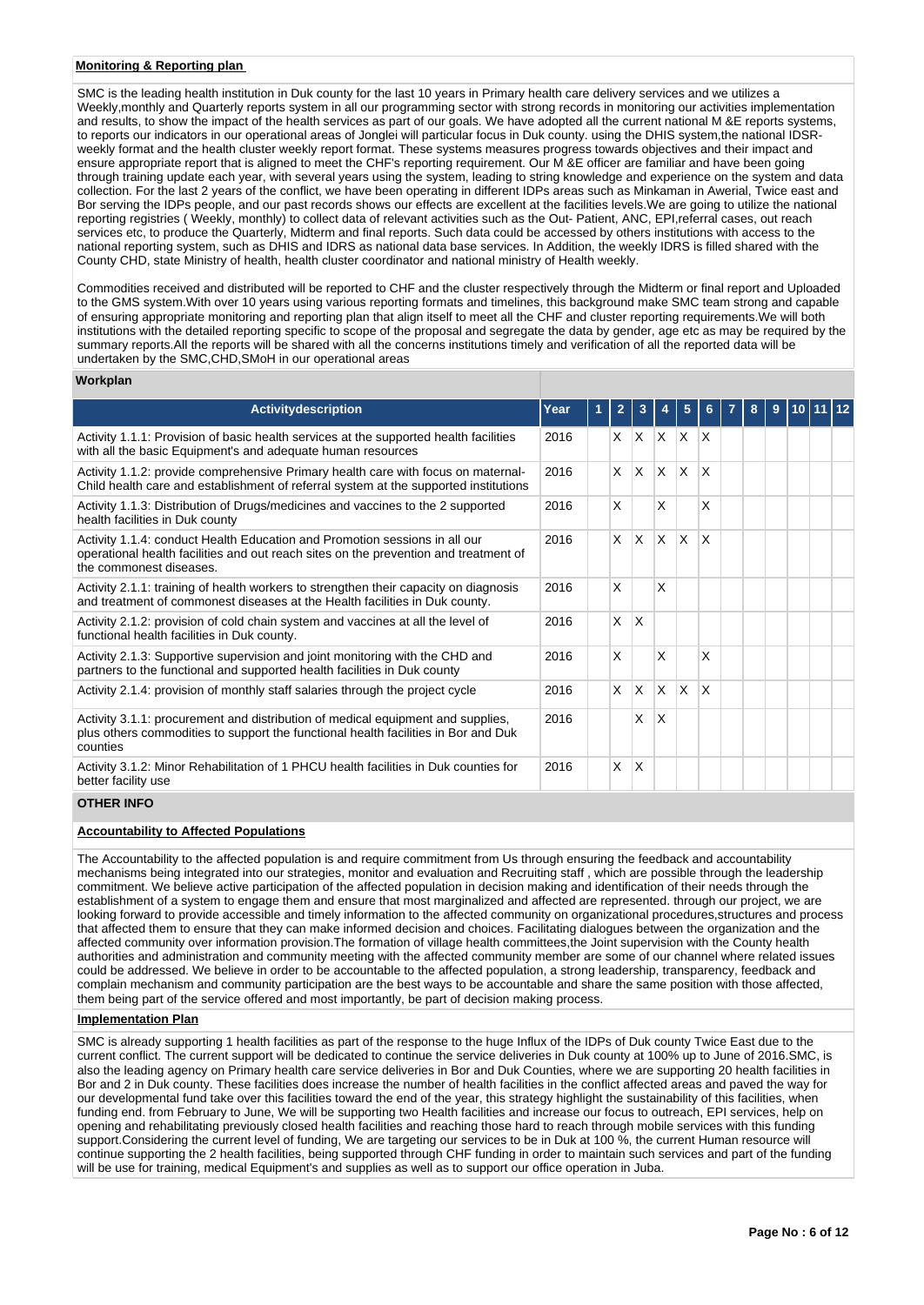**Monitoring & Reporting plan**

SMC is the leading health institution in Duk county for the last 10 years in Primary health care delivery services and we utilizes a Weekly,monthly and Quarterly reports system in all our programming sector with strong records in monitoring our activities implementation and results, to show the impact of the health services as part of our goals. We have adopted all the current national M &E reports systems, to reports our indicators in our operational areas of Jonglei will particular focus in Duk county. using the DHIS system,the national IDSR-weekly format and the health cluster weekly report format. These systems measures progress towards objectives and their impact and ensure appropriate report that is aligned to meet the CHF's reporting requirement. Our M &E officer are familiar and have been going through training update each year, with several years using the system, leading to string knowledge and experience on the system and data collection. For the last 2 years of the conflict, we have been operating in different IDPs areas such as Minkaman in Awerial, Twice east and Bor serving the IDPs people, and our past records shows our effects are excellent at the facilities levels.We are going to utilize the national reporting registries ( Weekly, monthly) to collect data of relevant activities such as the Out- Patient, ANC, EPI,referral cases, out reach services etc, to produce the Quarterly, Midterm and final reports. Such data could be accessed by others institutions with access to the national reporting system, such as DHIS and IDRS as national data base services. In Addition, the weekly IDRS is filled shared with the County CHD, state Ministry of health, health cluster coordinator and national ministry of Health weekly.

Commodities received and distributed will be reported to CHF and the cluster respectively through the Midterm or final report and Uploaded to the GMS system.With over 10 years using various reporting formats and timelines, this background make SMC team strong and capable of ensuring appropriate monitoring and reporting plan that align itself to meet all the CHF and cluster reporting requirements.We will both institutions with the detailed reporting specific to scope of the proposal and segregate the data by gender, age etc as may be required by the summary reports.All the reports will be shared with all the concerns institutions timely and verification of all the reported data will be undertaken by the SMC,CHD,SMoH in our operational areas

**Workplan**

| Activitydescription | Year | 1 | 2 | 3 | 4 | 5 | 6 | 7 | 8 | 9 | 10 | 11 | 12 |
|---|---|---|---|---|---|---|---|---|---|---|---|---|---|
| Activity 1.1.1: Provision of basic health services at the supported health facilities with all the basic Equipment's and adequate human resources | 2016 | | X | X | X | X | X | | | | | | |
| Activity 1.1.2: provide comprehensive Primary health care with focus on maternal-Child health care and establishment of referral system at the supported institutions | 2016 | | X | X | X | X | X | | | | | | |
| Activity 1.1.3: Distribution of Drugs/medicines and vaccines to the 2 supported health facilities in Duk county | 2016 | | X | | X | | X | | | | | | |
| Activity 1.1.4: conduct Health Education and Promotion sessions in all our operational health facilities and out reach sites on the prevention and treatment of the commonest diseases. | 2016 | | X | X | X | X | X | | | | | | |
| Activity 2.1.1: training of health workers to strengthen their capacity on diagnosis and treatment of commonest diseases at the Health facilities in Duk county. | 2016 | | X | | X | | | | | | | | |
| Activity 2.1.2: provision of cold chain system and vaccines at all the level of functional health facilities in Duk county. | 2016 | | X | X | | | | | | | | | |
| Activity 2.1.3: Supportive supervision and joint monitoring with the CHD and partners to the functional and supported health facilities in Duk county | 2016 | | X | | X | | X | | | | | | |
| Activity 2.1.4: provision of monthly staff salaries through the project cycle | 2016 | | X | X | X | X | X | | | | | | |
| Activity 3.1.1: procurement and distribution of medical equipment and supplies, plus others commodities to support the functional health facilities in Bor and Duk counties | 2016 | | | X | X | | | | | | | | |
| Activity 3.1.2: Minor Rehabilitation of 1 PHCU health facilities in Duk counties for better facility use | 2016 | | X | X | | | | | | | | | |

**OTHER INFO**

**Accountability to Affected Populations**

The Accountability to the affected population is and require commitment from Us through ensuring the feedback and accountability mechanisms being integrated into our strategies, monitor and evaluation and Recruiting staff , which are possible through the leadership commitment. We believe active participation of the affected population in decision making and identification of their needs through the establishment of a system to engage them and ensure that most marginalized and affected are represented. through our project, we are looking forward to provide accessible and timely information to the affected community on organizational procedures,structures and process that affected them to ensure that they can make informed decision and choices. Facilitating dialogues between the organization and the affected community over information provision.The formation of village health committees,the Joint supervision with the County health authorities and administration and community meeting with the affected community member are some of our channel where related issues could be addressed. We believe in order to be accountable to the affected population, a strong leadership, transparency, feedback and complain mechanism and community participation are the best ways to be accountable and share the same position with those affected, them being part of the service offered and most importantly, be part of decision making process.

**Implementation Plan**

SMC is already supporting 1 health facilities as part of the response to the huge Influx of the IDPs of Duk county Twice East due to the current conflict. The current support will be dedicated to continue the service deliveries in Duk county at 100% up to June of 2016.SMC, is also the leading agency on Primary health care service deliveries in Bor and Duk Counties, where we are supporting 20 health facilities in Bor and 2 in Duk county. These facilities does increase the number of health facilities in the conflict affected areas and paved the way for our developmental fund take over this facilities toward the end of the year, this strategy highlight the sustainability of this facilities, when funding end. from February to June, We will be supporting two Health facilities and increase our focus to outreach, EPI services, help on opening and rehabilitating previously closed health facilities and reaching those hard to reach through mobile services with this funding support.Considering the current level of funding, We are targeting our services to be in Duk at 100 %, the current Human resource will continue supporting the 2 health facilities, being supported through CHF funding in order to maintain such services and part of the funding will be use for training, medical Equipment's and supplies as well as to support our office operation in Juba.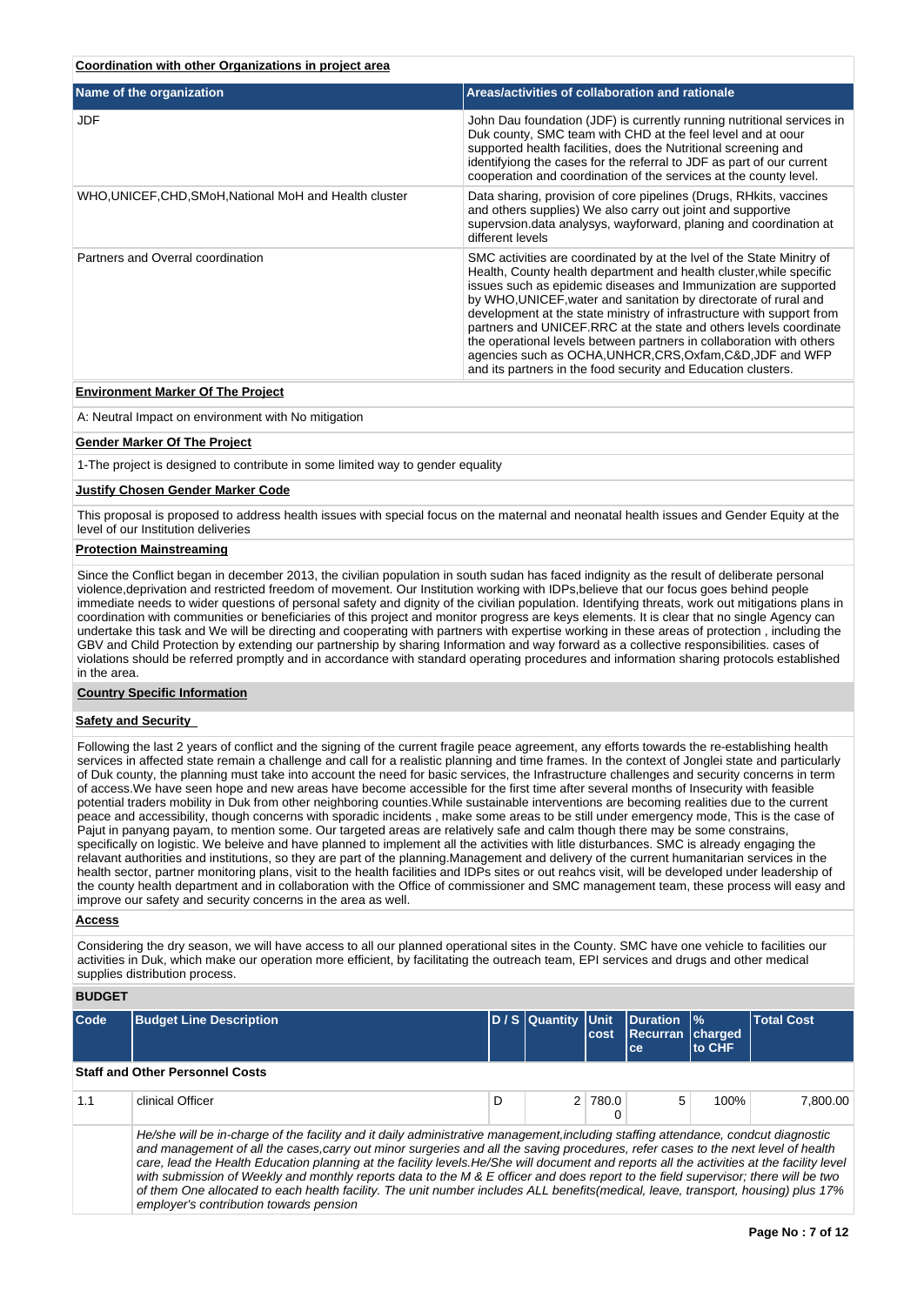**Coordination with other Organizations in project area**

| Name of the organization | Areas/activities of collaboration and rationale |
|---|---|
| JDF | John Dau foundation (JDF) is currently running nutritional services in Duk county, SMC team with CHD at the feel level and at oour supported health facilities, does the Nutritional screening and identifyiong the cases for the referral to JDF as part of our current cooperation and coordination of the services at the county level. |
| WHO,UNICEF,CHD,SMoH,National MoH and Health cluster | Data sharing, provision of core pipelines (Drugs, RHkits, vaccines and others supplies) We also carry out joint and supportive supervsion.data analysys, wayforward, planing and coordination at different levels |
| Partners and Overral coordination | SMC activities are coordinated by at the lvel of the State Minitry of Health, County health department and health cluster,while specific issues such as epidemic diseases and Immunization are supported by WHO,UNICEF,water and sanitation by directorate of rural and development at the state ministry of infrastructure with support from partners and UNICEF.RRC at the state and others levels coordinate the operational levels between partners in collaboration with others agencies such as OCHA,UNHCR,CRS,Oxfam,C&D,JDF and WFP and its partners in the food security and Education clusters. |

**Environment Marker Of The Project**

A: Neutral Impact on environment with No mitigation

**Gender Marker Of The Project**

1-The project is designed to contribute in some limited way to gender equality

**Justify Chosen Gender Marker Code**

This proposal is proposed to address health issues with special focus on the maternal and neonatal health issues and Gender Equity at the level of our Institution deliveries

**Protection Mainstreaming**

Since the Conflict began in december 2013, the civilian population in south sudan has faced indignity as the result of deliberate personal violence,deprivation and restricted freedom of movement. Our Institution working with IDPs,believe that our focus goes behind people immediate needs to wider questions of personal safety and dignity of the civilian population. Identifying threats, work out mitigations plans in coordination with communities or beneficiaries of this project and monitor progress are keys elements. It is clear that no single Agency can undertake this task and We will be directing and cooperating with partners with expertise working in these areas of protection , including the GBV and Child Protection by extending our partnership by sharing Information and way forward as a collective responsibilities. cases of violations should be referred promptly and in accordance with standard operating procedures and information sharing protocols established in the area.

**Country Specific Information**

**Safety and Security**

Following the last 2 years of conflict and the signing of the current fragile peace agreement, any efforts towards the re-establishing health services in affected state remain a challenge and call for a realistic planning and time frames. In the context of Jonglei state and particularly of Duk county, the planning must take into account the need for basic services, the Infrastructure challenges and security concerns in term of access.We have seen hope and new areas have become accessible for the first time after several months of Insecurity with feasible potential traders mobility in Duk from other neighboring counties.While sustainable interventions are becoming realities due to the current peace and accessibility, though concerns with sporadic incidents , make some areas to be still under emergency mode, This is the case of Pajut in panyang payam, to mention some. Our targeted areas are relatively safe and calm though there may be some constrains, specifically on logistic. We beleive and have planned to implement all the activities with litle disturbances. SMC is already engaging the relavant authorities and institutions, so they are part of the planning.Management and delivery of the current humanitarian services in the health sector, partner monitoring plans, visit to the health facilities and IDPs sites or out reahcs visit, will be developed under leadership of the county health department and in collaboration with the Office of commissioner and SMC management team, these process will easy and improve our safety and security concerns in the area as well.

**Access**

Considering the dry season, we will have access to all our planned operational sites in the County. SMC have one vehicle to facilities our activities in Duk, which make our operation more efficient, by facilitating the outreach team, EPI services and drugs and other medical supplies distribution process.

**BUDGET**

| Code | Budget Line Description | D / S | Quantity | Unit cost | Duration Recurrance | % charged to CHF | Total Cost |
|---|---|---|---|---|---|---|---|
| **Staff and Other Personnel Costs** | | | | | | | |
| 1.1 | clinical Officer | D | 2 | 780.00 | 5 | 100% | 7,800.00 |
| | *He/she will be in-charge of the facility and it daily administrative management,including staffing attendance, condcut diagnostic and management of all the cases,carry out minor surgeries and all the saving procedures, refer cases to the next level of health care, lead the Health Education planning at the facility levels.He/She will document and reports all the activities at the facility level with submission of Weekly and monthly reports data to the M & E officer and does report to the field supervisor; there will be two of them One allocated to each health facility. The unit number includes ALL benefits(medical, leave, transport, housing) plus 17% employer's contribution towards pension* | | | | | | |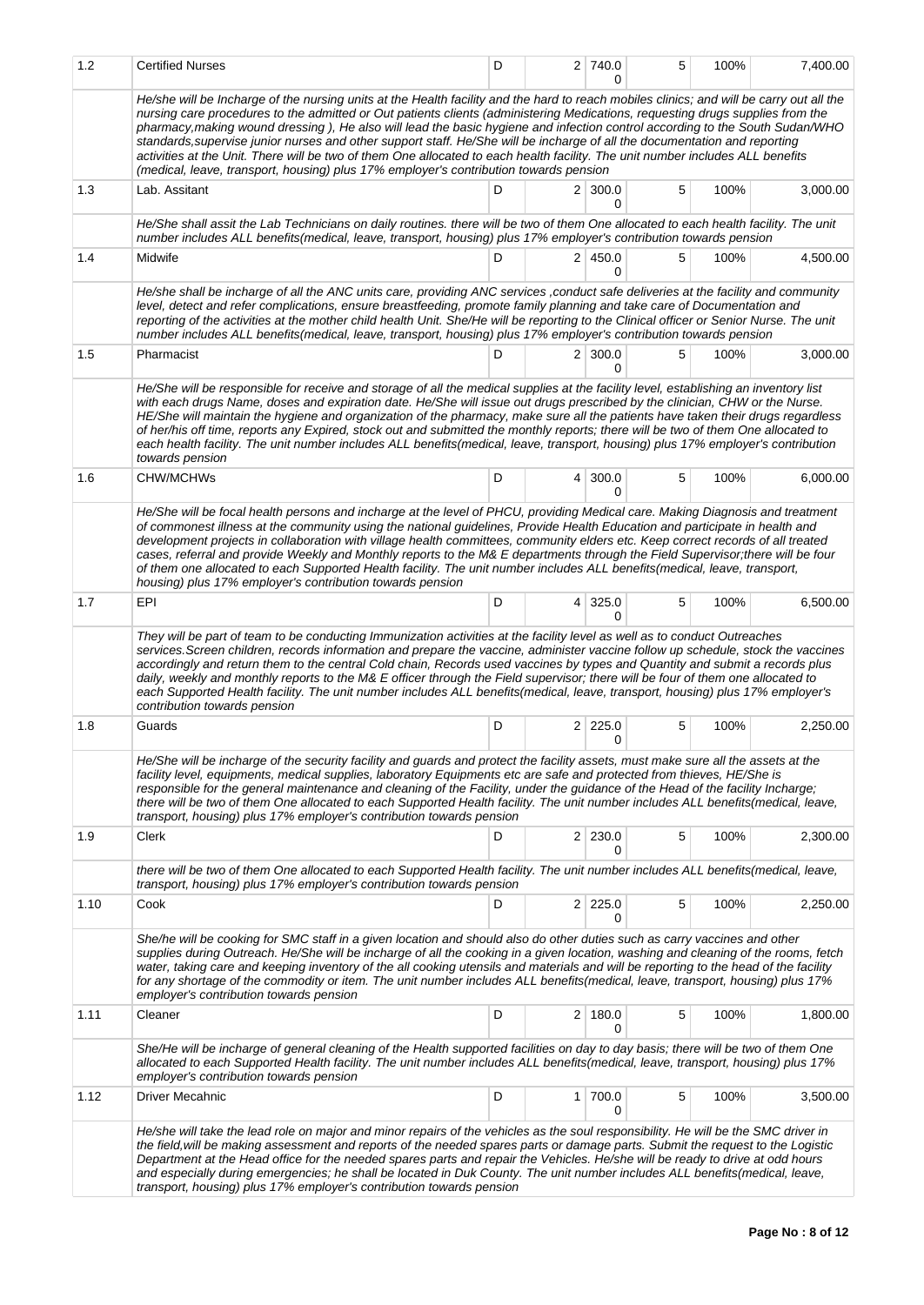| 1.2 | Certified Nurses | D | 2 | 740.00 | 5 | 100% | 7,400.00 |
|---|---|---|---|---|---|---|---|
| | *He/she will be Incharge of the nursing units at the Health facility and the hard to reach mobiles clinics; and will be carry out all the nursing care procedures to the admitted or Out patients clients (administering Medications, requesting drugs supplies from the pharmacy,making wound dressing ), He also will lead the basic hygiene and infection control according to the South Sudan/WHO standards,supervise junior nurses and other support staff. He/She will be incharge of all the documentation and reporting activities at the Unit. There will be two of them One allocated to each health facility. The unit number includes ALL benefits (medical, leave, transport, housing) plus 17% employer's contribution towards pension* | | | | | | |
| 1.3 | Lab. Assitant | D | 2 | 300.00 | 5 | 100% | 3,000.00 |
| | *He/She shall assit the Lab Technicians on daily routines. there will be two of them One allocated to each health facility. The unit number includes ALL benefits(medical, leave, transport, housing) plus 17% employer's contribution towards pension* | | | | | | |
| 1.4 | Midwife | D | 2 | 450.00 | 5 | 100% | 4,500.00 |
| | *He/she shall be incharge of all the ANC units care, providing ANC services ,conduct safe deliveries at the facility and community level, detect and refer complications, ensure breastfeeding, promote family planning and take care of Documentation and reporting of the activities at the mother child health Unit. She/He will be reporting to the Clinical officer or Senior Nurse. The unit number includes ALL benefits(medical, leave, transport, housing) plus 17% employer's contribution towards pension* | | | | | | |
| 1.5 | Pharmacist | D | 2 | 300.00 | 5 | 100% | 3,000.00 |
| | *He/She will be responsible for receive and storage of all the medical supplies at the facility level, establishing an inventory list with each drugs Name, doses and expiration date. He/She will issue out drugs prescribed by the clinician, CHW or the Nurse. HE/She will maintain the hygiene and organization of the pharmacy, make sure all the patients have taken their drugs regardless of her/his off time, reports any Expired, stock out and submitted the monthly reports; there will be two of them One allocated to each health facility. The unit number includes ALL benefits(medical, leave, transport, housing) plus 17% employer's contribution towards pension* | | | | | | |
| 1.6 | CHW/MCHWs | D | 4 | 300.00 | 5 | 100% | 6,000.00 |
| | *He/She will be focal health persons and incharge at the level of PHCU, providing Medical care. Making Diagnosis and treatment of commonest illness at the community using the national guidelines, Provide Health Education and participate in health and development projects in collaboration with village health committees, community elders etc. Keep correct records of all treated cases, referral and provide Weekly and Monthly reports to the M& E departments through the Field Supervisor;there will be four of them one allocated to each Supported Health facility. The unit number includes ALL benefits(medical, leave, transport, housing) plus 17% employer's contribution towards pension* | | | | | | |
| 1.7 | EPI | D | 4 | 325.00 | 5 | 100% | 6,500.00 |
| | *They will be part of team to be conducting Immunization activities at the facility level as well as to conduct Outreaches services.Screen children, records information and prepare the vaccine, administer vaccine follow up schedule, stock the vaccines accordingly and return them to the central Cold chain, Records used vaccines by types and Quantity and submit a records plus daily, weekly and monthly reports to the M& E officer through the Field supervisor; there will be four of them one allocated to each Supported Health facility. The unit number includes ALL benefits(medical, leave, transport, housing) plus 17% employer's contribution towards pension* | | | | | | |
| 1.8 | Guards | D | 2 | 225.00 | 5 | 100% | 2,250.00 |
| | *He/She will be incharge of the security facility and guards and protect the facility assets, must make sure all the assets at the facility level, equipments, medical supplies, laboratory Equipments etc are safe and protected from thieves, HE/She is responsible for the general maintenance and cleaning of the Facility, under the guidance of the Head of the facility Incharge; there will be two of them One allocated to each Supported Health facility. The unit number includes ALL benefits(medical, leave, transport, housing) plus 17% employer's contribution towards pension* | | | | | | |
| 1.9 | Clerk | D | 2 | 230.00 | 5 | 100% | 2,300.00 |
| | *there will be two of them One allocated to each Supported Health facility. The unit number includes ALL benefits(medical, leave, transport, housing) plus 17% employer's contribution towards pension* | | | | | | |
| 1.10 | Cook | D | 2 | 225.00 | 5 | 100% | 2,250.00 |
| | *She/he will be cooking for SMC staff in a given location and should also do other duties such as carry vaccines and other supplies during Outreach. He/She will be incharge of all the cooking in a given location, washing and cleaning of the rooms, fetch water, taking care and keeping inventory of the all cooking utensils and materials and will be reporting to the head of the facility for any shortage of the commodity or item. The unit number includes ALL benefits(medical, leave, transport, housing) plus 17% employer's contribution towards pension* | | | | | | |
| 1.11 | Cleaner | D | 2 | 180.00 | 5 | 100% | 1,800.00 |
| | *She/He will be incharge of general cleaning of the Health supported facilities on day to day basis; there will be two of them One allocated to each Supported Health facility. The unit number includes ALL benefits(medical, leave, transport, housing) plus 17% employer's contribution towards pension* | | | | | | |
| 1.12 | Driver Mecahnic | D | 1 | 700.00 | 5 | 100% | 3,500.00 |
| | *He/she will take the lead role on major and minor repairs of the vehicles as the soul responsibility. He will be the SMC driver in the field,will be making assessment and reports of the needed spares parts or damage parts. Submit the request to the Logistic Department at the Head office for the needed spares parts and repair the Vehicles. He/she will be ready to drive at odd hours and especially during emergencies; he shall be located in Duk County. The unit number includes ALL benefits(medical, leave, transport, housing) plus 17% employer's contribution towards pension* | | | | | | |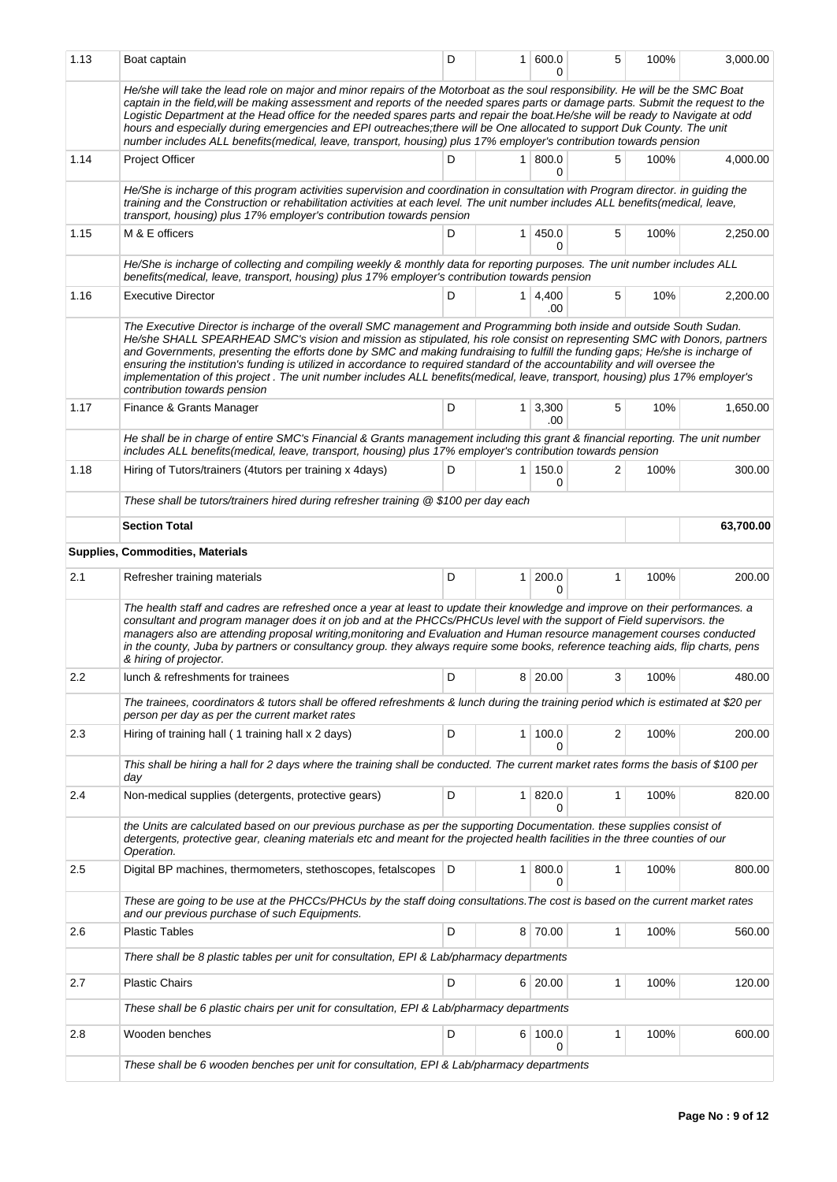| | | | | | | | |
|---|---|---|---|---|---|---|---|
| 1.13 | Boat captain | D | 1 | 600.00 | 5 | 100% | 3,000.00 |
| | He/she will take the lead role on major and minor repairs of the Motorboat as the soul responsibility. He will be the SMC Boat captain in the field,will be making assessment and reports of the needed spares parts or damage parts. Submit the request to the Logistic Department at the Head office for the needed spares parts and repair the boat.He/she will be ready to Navigate at odd hours and especially during emergencies and EPI outreaches;there will be One allocated to support Duk County. The unit number includes ALL benefits(medical, leave, transport, housing) plus 17% employer's contribution towards pension | | | | | | |
| 1.14 | Project Officer | D | 1 | 800.00 | 5 | 100% | 4,000.00 |
| | He/She is incharge of this program activities supervision and coordination in consultation with Program director. in guiding the training and the Construction or rehabilitation activities at each level. The unit number includes ALL benefits(medical, leave, transport, housing) plus 17% employer's contribution towards pension | | | | | | |
| 1.15 | M & E officers | D | 1 | 450.00 | 5 | 100% | 2,250.00 |
| | He/She is incharge of collecting and compiling weekly & monthly data for reporting purposes. The unit number includes ALL benefits(medical, leave, transport, housing) plus 17% employer's contribution towards pension | | | | | | |
| 1.16 | Executive Director | D | 1 | 4,400.00 | 5 | 10% | 2,200.00 |
| | The Executive Director is incharge of the overall SMC management and Programming both inside and outside South Sudan. He/she SHALL SPEARHEAD SMC's vision and mission as stipulated, his role consist on representing SMC with Donors, partners and Governments, presenting the efforts done by SMC and making fundraising to fulfill the funding gaps; He/she is incharge of ensuring the institution's funding is utilized in accordance to required standard of the accountability and will oversee the implementation of this project . The unit number includes ALL benefits(medical, leave, transport, housing) plus 17% employer's contribution towards pension | | | | | | |
| 1.17 | Finance & Grants Manager | D | 1 | 3,300.00 | 5 | 10% | 1,650.00 |
| | He shall be in charge of entire SMC's Financial & Grants management including this grant & financial reporting. The unit number includes ALL benefits(medical, leave, transport, housing) plus 17% employer's contribution towards pension | | | | | | |
| 1.18 | Hiring of Tutors/trainers (4tutors per training x 4days) | D | 1 | 150.00 | 2 | 100% | 300.00 |
| | These shall be tutors/trainers hired during refresher training @ $100 per day each | | | | | | |
| | **Section Total** | | | | | | **63,700.00** |
| | **Supplies, Commodities, Materials** | | | | | | |
| 2.1 | Refresher training materials | D | 1 | 200.00 | 1 | 100% | 200.00 |
| | The health staff and cadres are refreshed once a year at least to update their knowledge and improve on their performances. a consultant and program manager does it on job and at the PHCCs/PHCUs level with the support of Field supervisors. the managers also are attending proposal writing,monitoring and Evaluation and Human resource management courses conducted in the county, Juba by partners or consultancy group. they always require some books, reference teaching aids, flip charts, pens & hiring of projector. | | | | | | |
| 2.2 | lunch & refreshments for trainees | D | 8 | 20.00 | 3 | 100% | 480.00 |
| | The trainees, coordinators & tutors shall be offered refreshments & lunch during the training period which is estimated at $20 per person per day as per the current market rates | | | | | | |
| 2.3 | Hiring of training hall ( 1 training hall x 2 days) | D | 1 | 100.00 | 2 | 100% | 200.00 |
| | This shall be hiring a hall for 2 days where the training shall be conducted. The current market rates forms the basis of $100 per day | | | | | | |
| 2.4 | Non-medical supplies (detergents, protective gears) | D | 1 | 820.00 | 1 | 100% | 820.00 |
| | the Units are calculated based on our previous purchase as per the supporting Documentation. these supplies consist of detergents, protective gear, cleaning materials etc and meant for the projected health facilities in the three counties of our Operation. | | | | | | |
| 2.5 | Digital BP machines, thermometers, stethoscopes, fetalscopes | D | 1 | 800.00 | 1 | 100% | 800.00 |
| | These are going to be use at the PHCCs/PHCUs by the staff doing consultations.The cost is based on the current market rates and our previous purchase of such Equipments. | | | | | | |
| 2.6 | Plastic Tables | D | 8 | 70.00 | 1 | 100% | 560.00 |
| | There shall be 8 plastic tables per unit for consultation, EPI & Lab/pharmacy departments | | | | | | |
| 2.7 | Plastic Chairs | D | 6 | 20.00 | 1 | 100% | 120.00 |
| | These shall be 6 plastic chairs per unit for consultation, EPI & Lab/pharmacy departments | | | | | | |
| 2.8 | Wooden benches | D | 6 | 100.00 | 1 | 100% | 600.00 |
| | These shall be 6 wooden benches per unit for consultation, EPI & Lab/pharmacy departments | | | | | | |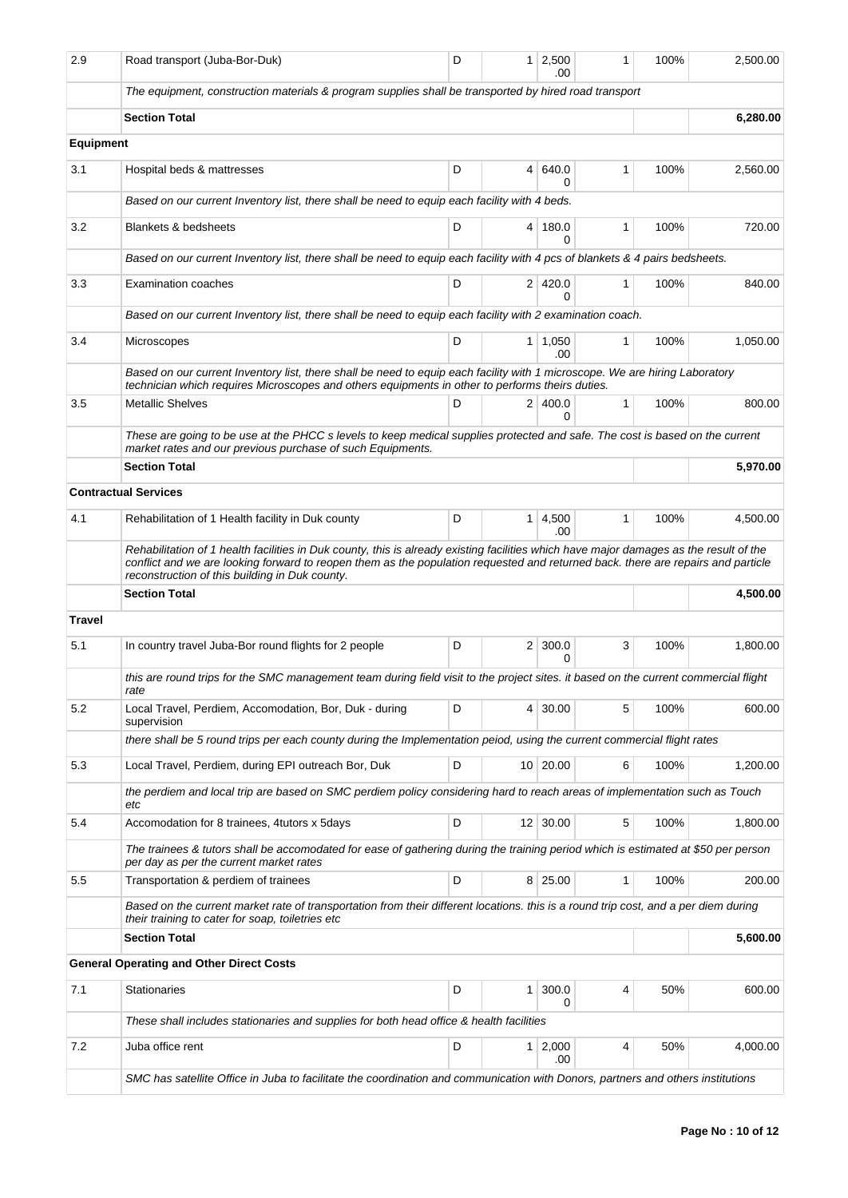| | | | | | | | |
|---|---|---|---|---|---|---|---|
| 2.9 | Road transport (Juba-Bor-Duk) | D | 1 | 2,500.00 | 1 | 100% | 2,500.00 |
| | *The equipment, construction materials & program supplies shall be transported by hired road transport* | | | | | | |
| | **Section Total** | | | | | | **6,280.00** |
| **Equipment** | | | | | | | |
| 3.1 | Hospital beds & mattresses | D | 4 | 640.00 | 1 | 100% | 2,560.00 |
| | *Based on our current Inventory list, there shall be need to equip each facility with 4 beds.* | | | | | | |
| 3.2 | Blankets & bedsheets | D | 4 | 180.00 | 1 | 100% | 720.00 |
| | *Based on our current Inventory list, there shall be need to equip each facility with 4 pcs of blankets & 4 pairs bedsheets.* | | | | | | |
| 3.3 | Examination coaches | D | 2 | 420.00 | 1 | 100% | 840.00 |
| | *Based on our current Inventory list, there shall be need to equip each facility with 2 examination coach.* | | | | | | |
| 3.4 | Microscopes | D | 1 | 1,050.00 | 1 | 100% | 1,050.00 |
| | *Based on our current Inventory list, there shall be need to equip each facility with 1 microscope. We are hiring Laboratory technician which requires Microscopes and others equipments in other to performs theirs duties.* | | | | | | |
| 3.5 | Metallic Shelves | D | 2 | 400.00 | 1 | 100% | 800.00 |
| | *These are going to be use at the PHCC s levels to keep medical supplies protected and safe. The cost is based on the current market rates and our previous purchase of such Equipments.* | | | | | | |
| | **Section Total** | | | | | | **5,970.00** |
| **Contractual Services** | | | | | | | |
| 4.1 | Rehabilitation of 1 Health facility in Duk county | D | 1 | 4,500.00 | 1 | 100% | 4,500.00 |
| | *Rehabilitation of 1 health facilities in Duk county, this is already existing facilities which have major damages as the result of the conflict and we are looking forward to reopen them as the population requested and returned back. there are repairs and particle reconstruction of this building in Duk county.* | | | | | | |
| | **Section Total** | | | | | | **4,500.00** |
| **Travel** | | | | | | | |
| 5.1 | In country travel Juba-Bor round flights for 2 people | D | 2 | 300.00 | 3 | 100% | 1,800.00 |
| | *this are round trips for the SMC management team during field visit to the project sites. it based on the current commercial flight rate* | | | | | | |
| 5.2 | Local Travel, Perdiem, Accomodation, Bor, Duk - during supervision | D | 4 | 30.00 | 5 | 100% | 600.00 |
| | *there shall be 5 round trips per each county during the Implementation peiod, using the current commercial flight rates* | | | | | | |
| 5.3 | Local Travel, Perdiem, during EPI outreach Bor, Duk | D | 10 | 20.00 | 6 | 100% | 1,200.00 |
| | *the perdiem and local trip are based on SMC perdiem policy considering hard to reach areas of implementation such as Touch etc* | | | | | | |
| 5.4 | Accomodation for 8 trainees, 4tutors x 5days | D | 12 | 30.00 | 5 | 100% | 1,800.00 |
| | *The trainees & tutors shall be accomodated for ease of gathering during the training period which is estimated at $50 per person per day as per the current market rates* | | | | | | |
| 5.5 | Transportation & perdiem of trainees | D | 8 | 25.00 | 1 | 100% | 200.00 |
| | *Based on the current market rate of transportation from their different locations. this is a round trip cost, and a per diem during their training to cater for soap, toiletries etc* | | | | | | |
| | **Section Total** | | | | | | **5,600.00** |
| **General Operating and Other Direct Costs** | | | | | | | |
| 7.1 | Stationaries | D | 1 | 300.00 | 4 | 50% | 600.00 |
| | *These shall includes stationaries and supplies for both head office & health facilities* | | | | | | |
| 7.2 | Juba office rent | D | 1 | 2,000.00 | 4 | 50% | 4,000.00 |
| | *SMC has satellite Office in Juba to facilitate the coordination and communication with Donors, partners and others institutions* | | | | | | |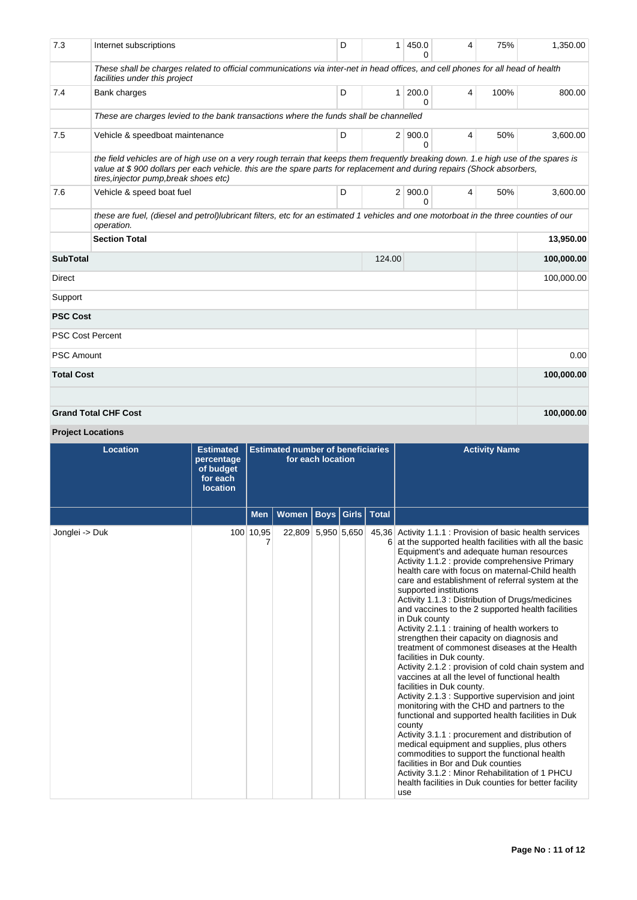| 7.3 | Internet subscriptions | D | 1 | 450.00 | 4 | 75% | 1,350.00 |
|---|---|---|---|---|---|---|---|
| | *These shall be charges related to official communications via inter-net in head offices, and cell phones for all head of health facilities under this project* | | | | | | |
| 7.4 | Bank charges | D | 1 | 200.00 | 4 | 100% | 800.00 |
| | *These are charges levied to the bank transactions where the funds shall be channelled* | | | | | | |
| 7.5 | Vehicle & speedboat maintenance | D | 2 | 900.00 | 4 | 50% | 3,600.00 |
| | *the field vehicles are of high use on a very rough terrain that keeps them frequently breaking down. 1.e high use of the spares is value at $ 900 dollars per each vehicle. this are the spare parts for replacement and during repairs (Shock absorbers, tires,injector pump,break shoes etc)* | | | | | | |
| 7.6 | Vehicle & speed boat fuel | D | 2 | 900.00 | 4 | 50% | 3,600.00 |
| | *these are fuel, (diesel and petrol)lubricant filters, etc for an estimated 1 vehicles and one motorboat in the three counties of our operation.* | | | | | | |
| | **Section Total** | | | | | | **13,950.00** |

| | | | |
|---|---|---|---|
| **SubTotal** | 124.00 | | **100,000.00** |
| Direct | | | 100,000.00 |
| Support | | | |
| **PSC Cost** | | | |
| PSC Cost Percent | | | |
| PSC Amount | | | 0.00 |
| **Total Cost** | | | **100,000.00** |
| | | | |
| **Grand Total CHF Cost** | | | **100,000.00** |

**Project Locations**

| Location | Estimated percentage of budget for each location | Estimated number of beneficiaries for each location | | | | | Activity Name |
|---|---|---|---|---|---|---|---|
| | | Men | Women | Boys | Girls | Total | |
| Jonglei -> Duk | 100 | 10,957 | 22,809 | 5,950 | 5,650 | 45,366 | Activity 1.1.1 : Provision of basic health services at the supported health facilities with all the basic Equipment's and adequate human resources<br>Activity 1.1.2 : provide comprehensive Primary health care with focus on maternal-Child health care and establishment of referral system at the supported institutions<br>Activity 1.1.3 : Distribution of Drugs/medicines and vaccines to the 2 supported health facilities in Duk county<br>Activity 2.1.1 : training of health workers to strengthen their capacity on diagnosis and treatment of commonest diseases at the Health facilities in Duk county.<br>Activity 2.1.2 : provision of cold chain system and vaccines at all the level of functional health facilities in Duk county.<br>Activity 2.1.3 : Supportive supervision and joint monitoring with the CHD and partners to the functional and supported health facilities in Duk county<br>Activity 3.1.1 : procurement and distribution of medical equipment and supplies, plus others commodities to support the functional health facilities in Bor and Duk counties<br>Activity 3.1.2 : Minor Rehabilitation of 1 PHCU health facilities in Duk counties for better facility use |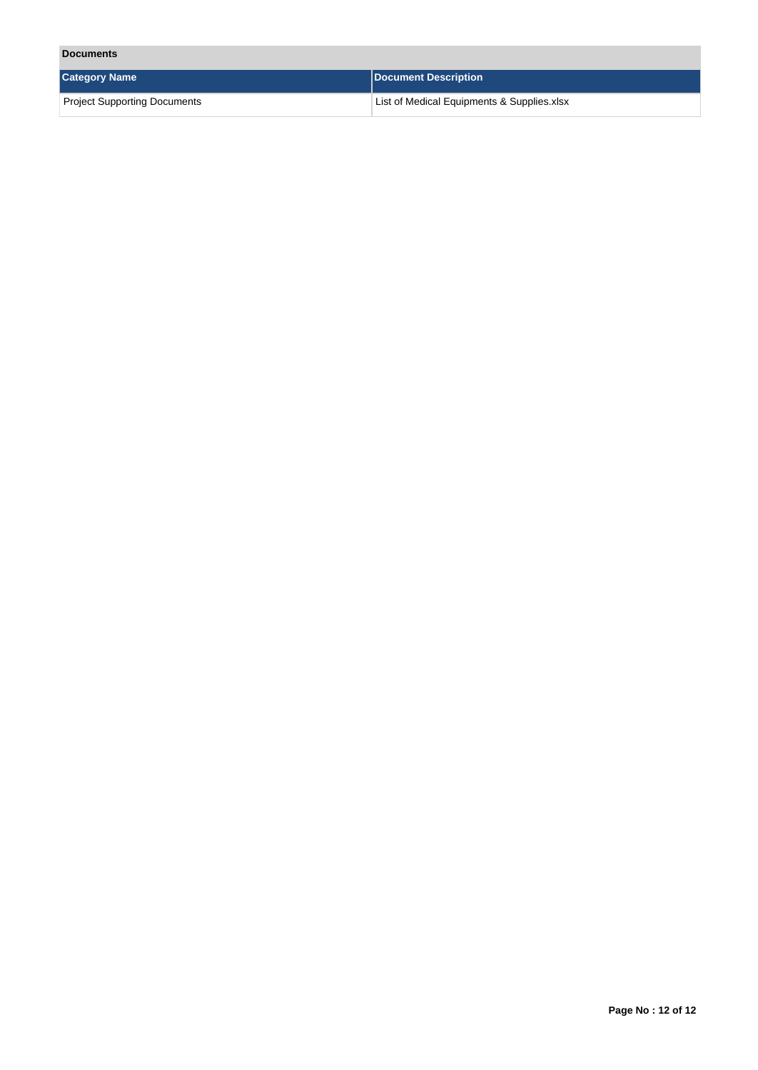## Documents

| Category Name | Document Description |
|---|---|
| Project Supporting Documents | List of Medical Equipments & Supplies.xlsx |